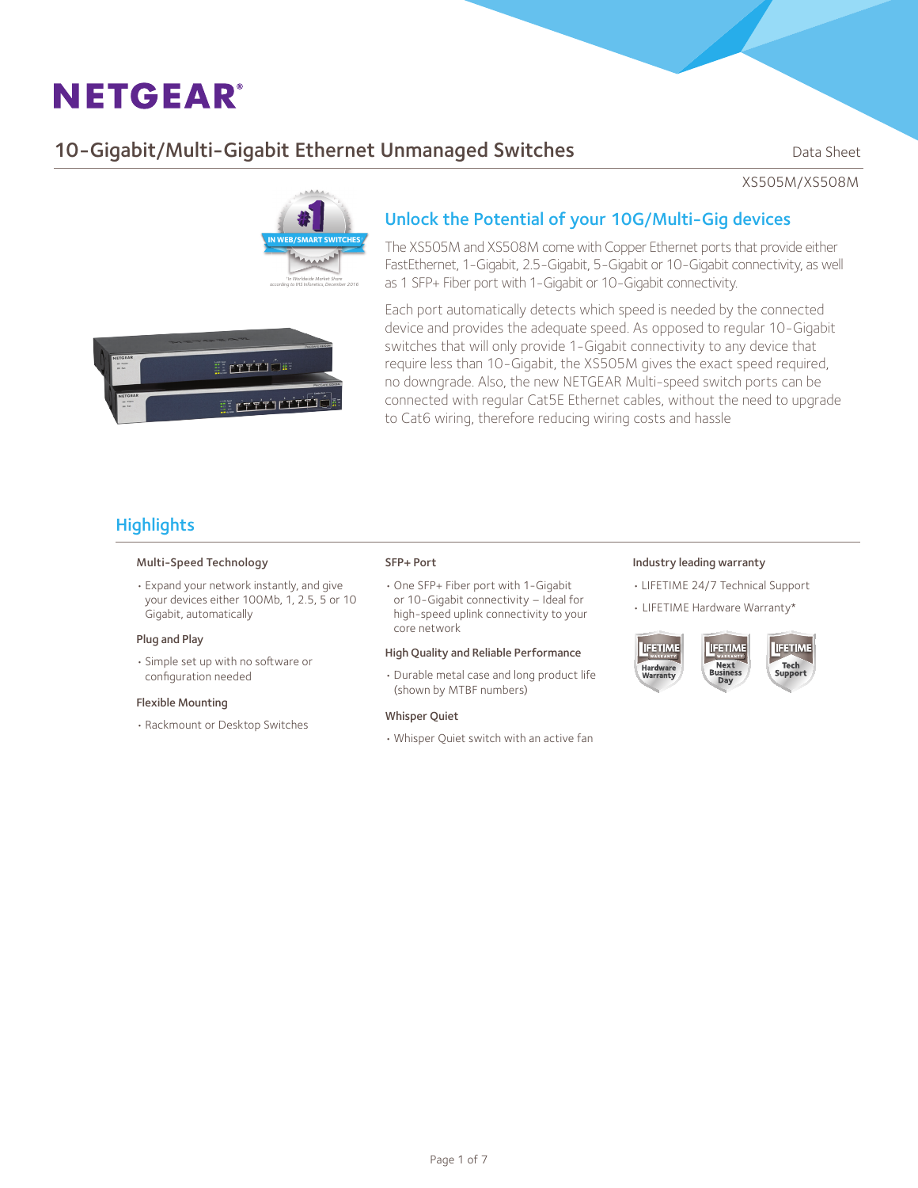# NETGEAR®

## 10-Gigabit/Multi-Gigabit Ethernet Unmanaged Switches

Data Sheet

XS505M/XS508M

#1 IN WEB/SMART SWITCHES

*In Worldwide Market Share according to IHS Infonetics, December 2016*

## Unlock the Potential of your 10G/Multi-Gig devices

The XS505M and XS508M come with Copper Ethernet ports that provide either FastEthernet, 1-Gigabit, 2.5-Gigabit, 5-Gigabit or 10-Gigabit connectivity, as well as 1 SFP+ Fiber port with 1-Gigabit or 10-Gigabit connectivity.

Each port automatically detects which speed is needed by the connected device and provides the adequate speed. As opposed to regular 10-Gigabit switches that will only provide 1-Gigabit connectivity to any device that require less than 10-Gigabit, the XS505M gives the exact speed required, no downgrade. Also, the new NETGEAR Multi-speed switch ports can be connected with regular Cat5E Ethernet cables, without the need to upgrade to Cat6 wiring, therefore reducing wiring costs and hassle

## Highlights

### Multi-Speed Technology

- Expand your network instantly, and give your devices either 100Mb, 1, 2.5, 5 or 10 Gigabit, automatically

### Plug and Play

- Simple set up with no software or configuration needed

### Flexible Mounting

- Rackmount or Desktop Switches

### SFP+ Port

- One SFP+ Fiber port with 1-Gigabit or 10-Gigabit connectivity – Ideal for high-speed uplink connectivity to your core network

### High Quality and Reliable Performance

- Durable metal case and long product life (shown by MTBF numbers)

### Whisper Quiet

- Whisper Quiet switch with an active fan

### Industry leading warranty

- LIFETIME 24/7 Technical Support
- LIFETIME Hardware Warranty*

LIFETIME WARRANTY Hardware Warranty | LIFETIME WARRANTY Next Business Day | LIFETIME Tech Support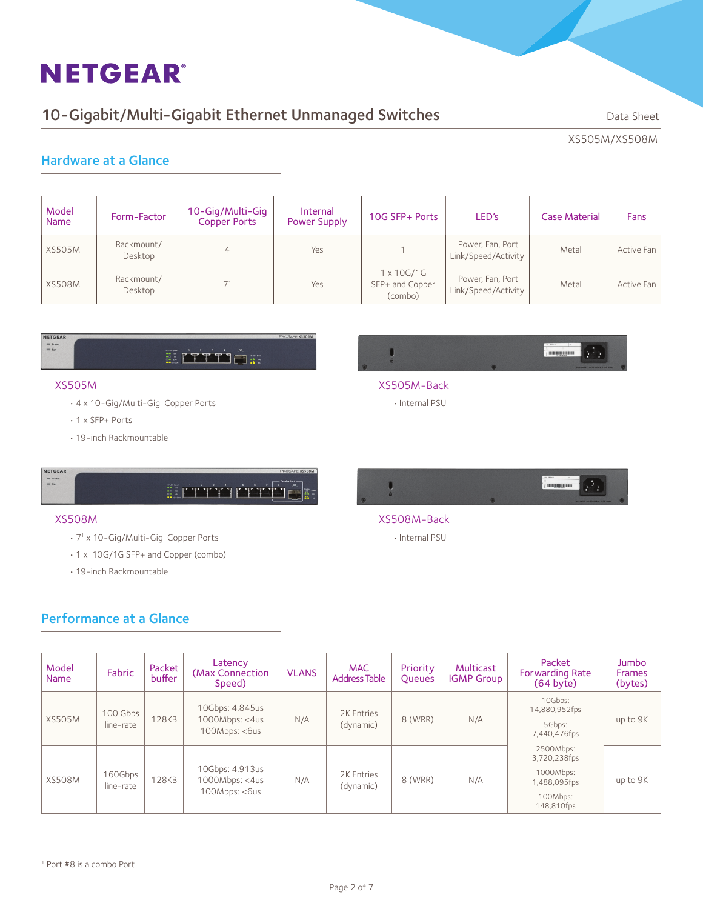# 10-Gigabit/Multi-Gigabit Ethernet Unmanaged Switches

Data Sheet

XS505M/XS508M

## Hardware at a Glance

| Model Name | Form-Factor | 10-Gig/Multi-Gig Copper Ports | Internal Power Supply | 10G SFP+ Ports | LED's | Case Material | Fans |
|---|---|---|---|---|---|---|---|
| XS505M | Rackmount/ Desktop | 4 | Yes | 1 | Power, Fan, Port Link/Speed/Activity | Metal | Active Fan |
| XS508M | Rackmount/ Desktop | 7[1] | Yes | 1 x 10G/1G SFP+ and Copper (combo) | Power, Fan, Port Link/Speed/Activity | Metal | Active Fan |

**XS505M**

- 4 x 10-Gig/Multi-Gig Copper Ports
- 1 x SFP+ Ports
- 19-inch Rackmountable

**XS505M-Back**

- Internal PSU

**XS508M**

- 7[1] x 10-Gig/Multi-Gig Copper Ports
- 1 x 10G/1G SFP+ and Copper (combo)
- 19-inch Rackmountable

**XS508M-Back**

- Internal PSU

## Performance at a Glance

| Model Name | Fabric | Packet buffer | Latency (Max Connection Speed) | VLANS | MAC Address Table | Priority Queues | Multicast IGMP Group | Packet Forwarding Rate (64 byte) | Jumbo Frames (bytes) |
|---|---|---|---|---|---|---|---|---|---|
| XS505M | 100 Gbps line-rate | 128KB | 10Gbps: 4.845us<br>1000Mbps: <4us<br>100Mbps: <6us | N/A | 2K Entries (dynamic) | 8 (WRR) | N/A | 10Gbps: 14,880,952fps<br>5Gbps: 7,440,476fps<br>2500Mbps: 3,720,238fps<br>1000Mbps: 1,488,095fps<br>100Mbps: 148,810fps | up to 9K |
| XS508M | 160Gbps line-rate | 128KB | 10Gbps: 4.913us<br>1000Mbps: <4us<br>100Mbps: <6us | N/A | 2K Entries (dynamic) | 8 (WRR) | N/A | | up to 9K |

[1] Port #8 is a combo Port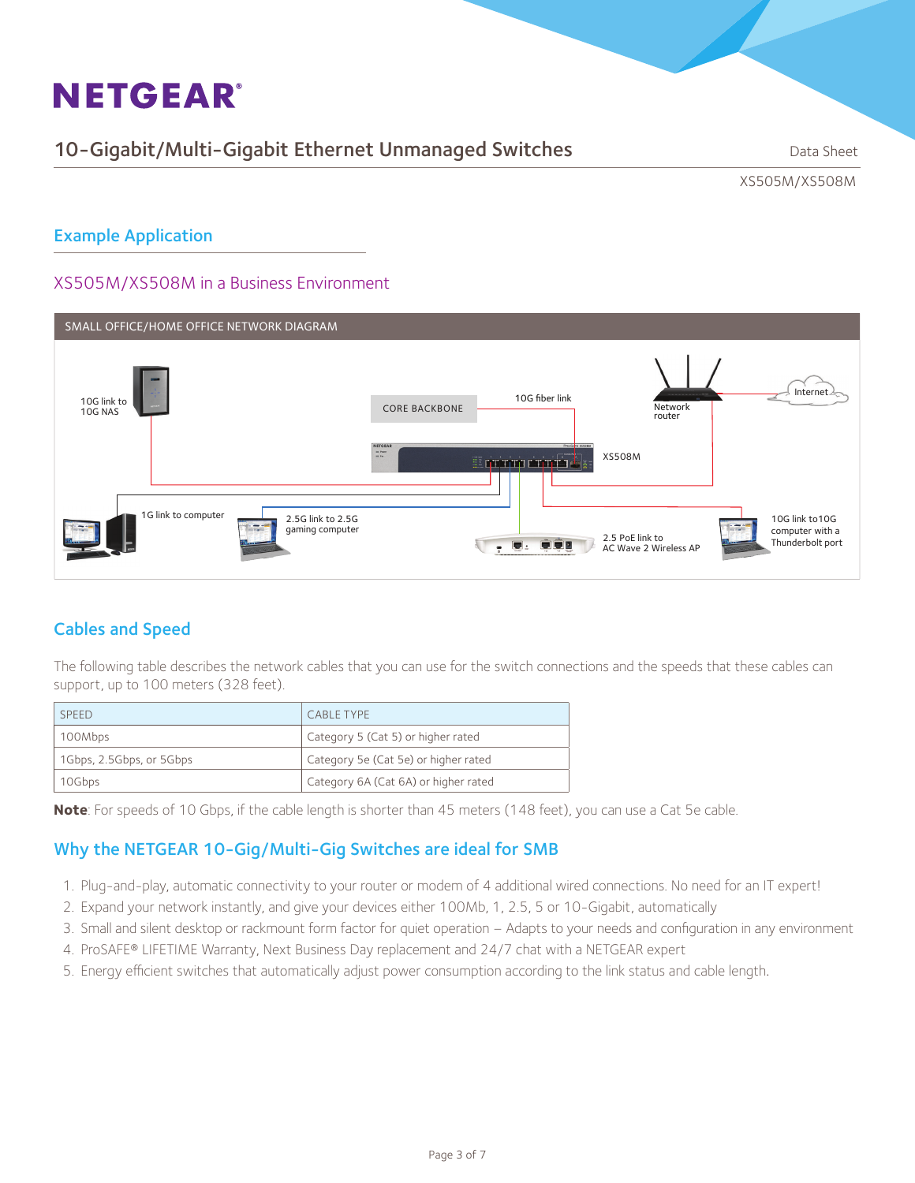## Example Application

### XS505M/XS508M in a Business Environment

SMALL OFFICE/HOME OFFICE NETWORK DIAGRAM

10G link to 10G NAS

CORE BACKBONE

10G fiber link

Network router

Internet

XS508M

1G link to computer

2.5G link to 2.5G gaming computer

2.5 PoE link to AC Wave 2 Wireless AP

10G link to10G computer with a Thunderbolt port

## Cables and Speed

The following table describes the network cables that you can use for the switch connections and the speeds that these cables can support, up to 100 meters (328 feet).

| SPEED | CABLE TYPE |
|---|---|
| 100Mbps | Category 5 (Cat 5) or higher rated |
| 1Gbps, 2.5Gbps, or 5Gbps | Category 5e (Cat 5e) or higher rated |
| 10Gbps | Category 6A (Cat 6A) or higher rated |

**Note**: For speeds of 10 Gbps, if the cable length is shorter than 45 meters (148 feet), you can use a Cat 5e cable.

## Why the NETGEAR 10-Gig/Multi-Gig Switches are ideal for SMB

1. Plug-and-play, automatic connectivity to your router or modem of 4 additional wired connections. No need for an IT expert!
2. Expand your network instantly, and give your devices either 100Mb, 1, 2.5, 5 or 10-Gigabit, automatically
3. Small and silent desktop or rackmount form factor for quiet operation – Adapts to your needs and configuration in any environment
4. ProSAFE® LIFETIME Warranty, Next Business Day replacement and 24/7 chat with a NETGEAR expert
5. Energy efficient switches that automatically adjust power consumption according to the link status and cable length.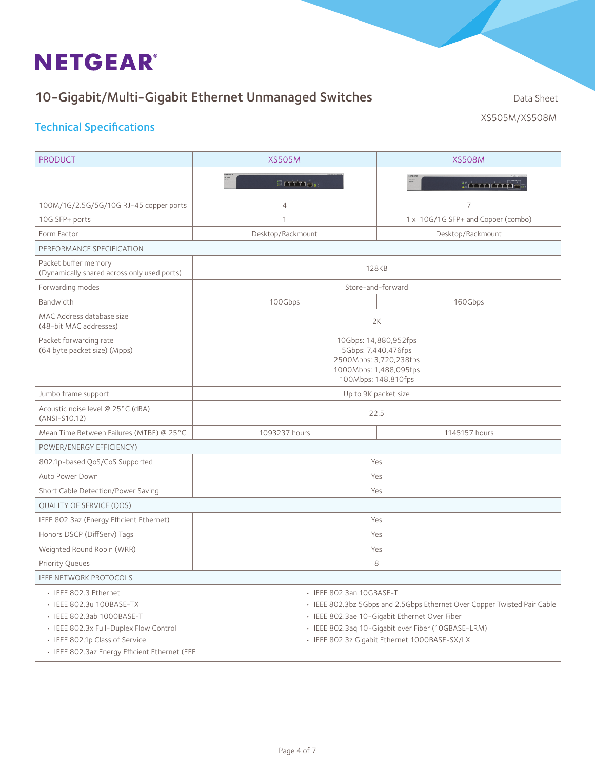# NETGEAR

## 10-Gigabit/Multi-Gigabit Ethernet Unmanaged Switches

Data Sheet

XS505M/XS508M

### Technical Specifications

| PRODUCT | XS505M | XS508M |
|---|---|---|
| | | |
| 100M/1G/2.5G/5G/10G RJ-45 copper ports | 4 | 7 |
| 10G SFP+ ports | 1 | 1 x 10G/1G SFP+ and Copper (combo) |
| Form Factor | Desktop/Rackmount | Desktop/Rackmount |
| PERFORMANCE SPECIFICATION | | |
| Packet buffer memory (Dynamically shared across only used ports) | 128KB | |
| Forwarding modes | Store-and-forward | |
| Bandwidth | 100Gbps | 160Gbps |
| MAC Address database size (48-bit MAC addresses) | 2K | |
| Packet forwarding rate (64 byte packet size) (Mpps) | 10Gbps: 14,880,952fps<br>5Gbps: 7,440,476fps<br>2500Mbps: 3,720,238fps<br>1000Mbps: 1,488,095fps<br>100Mbps: 148,810fps | |
| Jumbo frame support | Up to 9K packet size | |
| Acoustic noise level @ 25°C (dBA) (ANSI-S10.12) | 22.5 | |
| Mean Time Between Failures (MTBF) @ 25°C | 1093237 hours | 1145157 hours |
| POWER/ENERGY EFFICIENCY) | | |
| 802.1p-based QoS/CoS Supported | Yes | |
| Auto Power Down | Yes | |
| Short Cable Detection/Power Saving | Yes | |
| QUALITY OF SERVICE (QOS) | | |
| IEEE 802.3az (Energy Efficient Ethernet) | Yes | |
| Honors DSCP (DiffServ) Tags | Yes | |
| Weighted Round Robin (WRR) | Yes | |
| Priority Queues | 8 | |
| IEEE NETWORK PROTOCOLS | | |

- IEEE 802.3 Ethernet
- IEEE 802.3u 100BASE-TX
- IEEE 802.3ab 1000BASE-T
- IEEE 802.3x Full-Duplex Flow Control
- IEEE 802.1p Class of Service
- IEEE 802.3az Energy Efficient Ethernet (EEE
- IEEE 802.3an 10GBASE-T
- IEEE 802.3bz 5Gbps and 2.5Gbps Ethernet Over Copper Twisted Pair Cable
- IEEE 802.3ae 10-Gigabit Ethernet Over Fiber
- IEEE 802.3aq 10-Gigabit over Fiber (10GBASE-LRM)
- IEEE 802.3z Gigabit Ethernet 1000BASE-SX/LX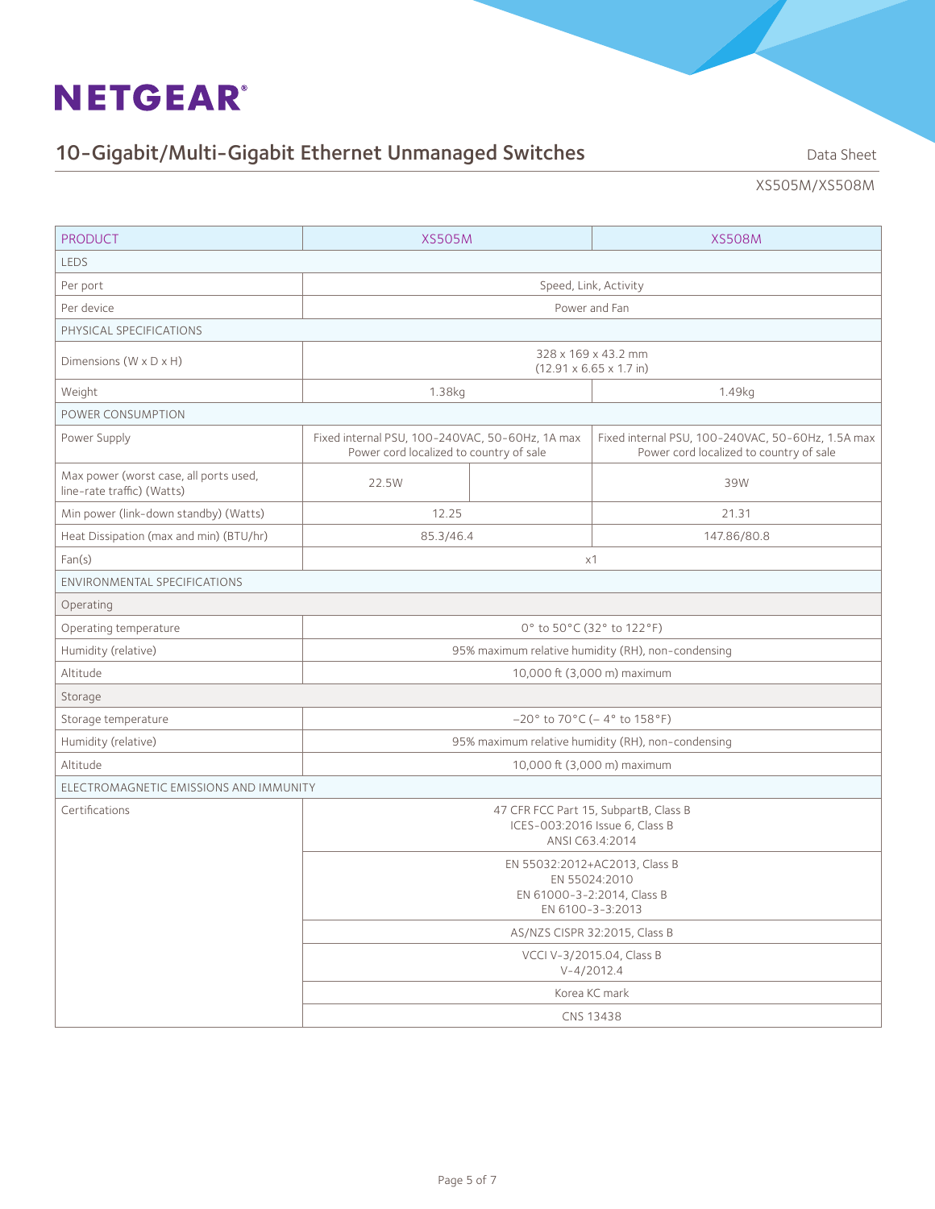# NETGEAR®

## 10-Gigabit/Multi-Gigabit Ethernet Unmanaged Switches

Data Sheet

XS505M/XS508M

| PRODUCT | XS505M | XS508M |
|---|---|---|
| LEDS | | |
| Per port | Speed, Link, Activity | |
| Per device | Power and Fan | |
| PHYSICAL SPECIFICATIONS | | |
| Dimensions (W x D x H) | 328 x 169 x 43.2 mm (12.91 x 6.65 x 1.7 in) | |
| Weight | 1.38kg | 1.49kg |
| POWER CONSUMPTION | | |
| Power Supply | Fixed internal PSU, 100-240VAC, 50-60Hz, 1A max Power cord localized to country of sale | Fixed internal PSU, 100-240VAC, 50-60Hz, 1.5A max Power cord localized to country of sale |
| Max power (worst case, all ports used, line-rate traffic) (Watts) | 22.5W | 39W |
| Min power (link-down standby) (Watts) | 12.25 | 21.31 |
| Heat Dissipation (max and min) (BTU/hr) | 85.3/46.4 | 147.86/80.8 |
| Fan(s) | x1 | |
| ENVIRONMENTAL SPECIFICATIONS | | |
| Operating | | |
| Operating temperature | 0° to 50°C (32° to 122°F) | |
| Humidity (relative) | 95% maximum relative humidity (RH), non-condensing | |
| Altitude | 10,000 ft (3,000 m) maximum | |
| Storage | | |
| Storage temperature | –20° to 70°C (– 4° to 158°F) | |
| Humidity (relative) | 95% maximum relative humidity (RH), non-condensing | |
| Altitude | 10,000 ft (3,000 m) maximum | |
| ELECTROMAGNETIC EMISSIONS AND IMMUNITY | | |
| Certifications | 47 CFR FCC Part 15, SubpartB, Class B<br>ICES-003:2016 Issue 6, Class B<br>ANSI C63.4:2014 | |
| | EN 55032:2012+AC2013, Class B<br>EN 55024:2010<br>EN 61000-3-2:2014, Class B<br>EN 6100-3-3:2013 | |
| | AS/NZS CISPR 32:2015, Class B | |
| | VCCI V-3/2015.04, Class B<br>V-4/2012.4 | |
| | Korea KC mark | |
| | CNS 13438 | |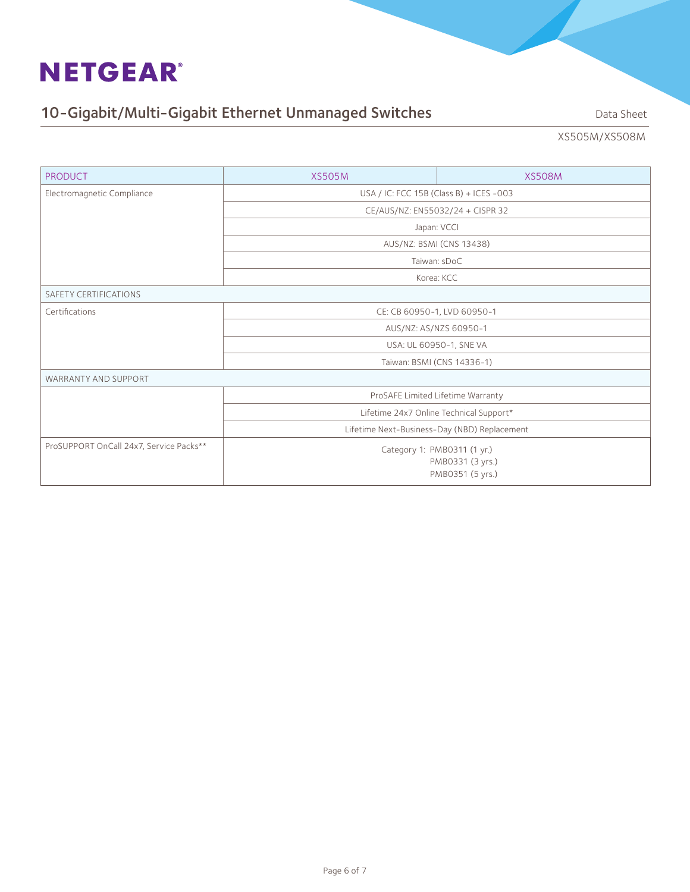| PRODUCT | XS505M | XS508M |
|---|---|---|
| Electromagnetic Compliance | USA / IC: FCC 15B (Class B) + ICES -003 | |
| | CE/AUS/NZ: EN55032/24 + CISPR 32 | |
| | Japan: VCCI | |
| | AUS/NZ: BSMI (CNS 13438) | |
| | Taiwan: sDoC | |
| | Korea: KCC | |
| SAFETY CERTIFICATIONS | | |
| Certifications | CE: CB 60950-1, LVD 60950-1 | |
| | AUS/NZ: AS/NZS 60950-1 | |
| | USA: UL 60950-1, SNE VA | |
| | Taiwan: BSMI (CNS 14336-1) | |
| WARRANTY AND SUPPORT | | |
| | ProSAFE Limited Lifetime Warranty | |
| | Lifetime 24x7 Online Technical Support* | |
| | Lifetime Next-Business-Day (NBD) Replacement | |
| ProSUPPORT OnCall 24x7, Service Packs** | Category 1: PMB0311 (1 yr.)<br>PMB0331 (3 yrs.)<br>PMB0351 (5 yrs.) | |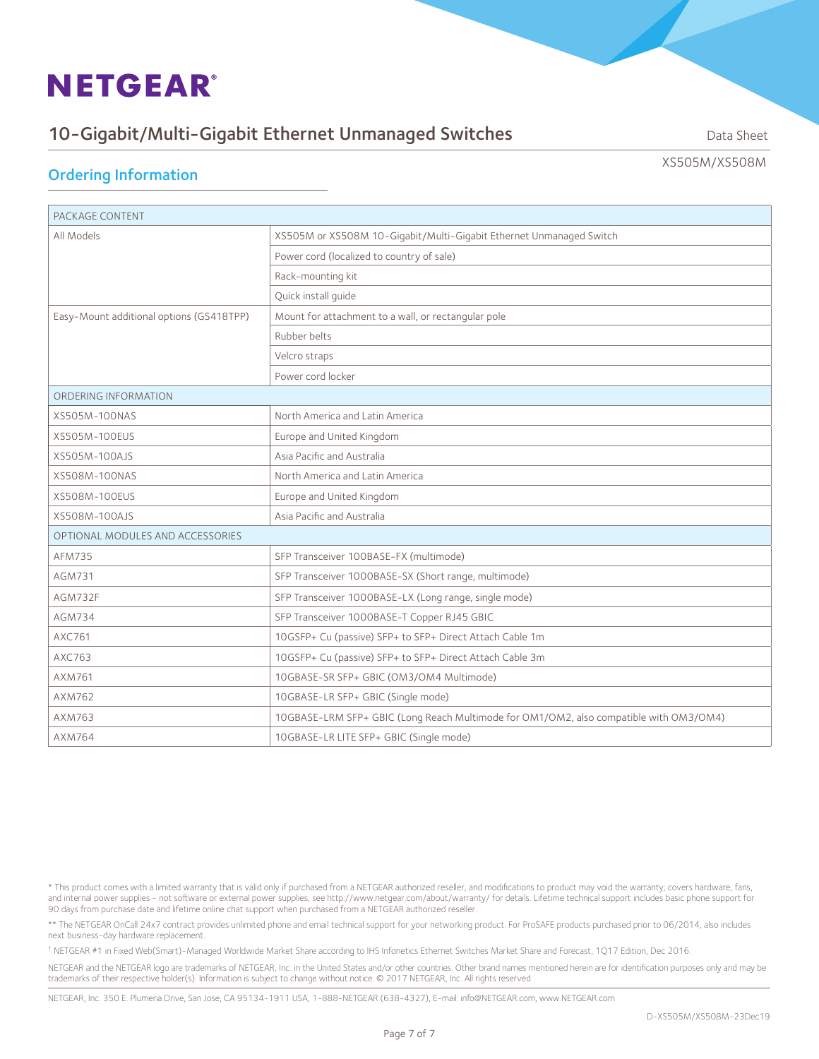## Ordering Information

| | |
|---|---|
| PACKAGE CONTENT | |
| All Models | XS505M or XS508M 10-Gigabit/Multi-Gigabit Ethernet Unmanaged Switch |
| | Power cord (localized to country of sale) |
| | Rack-mounting kit |
| | Quick install guide |
| Easy-Mount additional options (GS418TPP) | Mount for attachment to a wall, or rectangular pole |
| | Rubber belts |
| | Velcro straps |
| | Power cord locker |
| ORDERING INFORMATION | |
| XS505M-100NAS | North America and Latin America |
| XS505M-100EUS | Europe and United Kingdom |
| XS505M-100AJS | Asia Pacific and Australia |
| XS508M-100NAS | North America and Latin America |
| XS508M-100EUS | Europe and United Kingdom |
| XS508M-100AJS | Asia Pacific and Australia |
| OPTIONAL MODULES AND ACCESSORIES | |
| AFM735 | SFP Transceiver 100BASE-FX (multimode) |
| AGM731 | SFP Transceiver 1000BASE-SX (Short range, multimode) |
| AGM732F | SFP Transceiver 1000BASE-LX (Long range, single mode) |
| AGM734 | SFP Transceiver 1000BASE-T Copper RJ45 GBIC |
| AXC761 | 10GSFP+ Cu (passive) SFP+ to SFP+ Direct Attach Cable 1m |
| AXC763 | 10GSFP+ Cu (passive) SFP+ to SFP+ Direct Attach Cable 3m |
| AXM761 | 10GBASE-SR SFP+ GBIC (OM3/OM4 Multimode) |
| AXM762 | 10GBASE-LR SFP+ GBIC (Single mode) |
| AXM763 | 10GBASE-LRM SFP+ GBIC (Long Reach Multimode for OM1/OM2, also compatible with OM3/OM4) |
| AXM764 | 10GBASE-LR LITE SFP+ GBIC (Single mode) |

* This product comes with a limited warranty that is valid only if purchased from a NETGEAR authorized reseller, and modifications to product may void the warranty; covers hardware, fans, and internal power supplies - not software or external power supplies; see http://www.netgear.com/about/warranty/ for details. Lifetime technical support includes basic phone support for 90 days from purchase date and lifetime online chat support when purchased from a NETGEAR authorized reseller.

** The NETGEAR OnCall 24x7 contract provides unlimited phone and email technical support for your networking product. For ProSAFE products purchased prior to 06/2014, also includes next business-day hardware replacement.

† NETGEAR #1 in Fixed Web(Smart)-Managed Worldwide Market Share according to IHS Infonetics Ethernet Switches Market Share and Forecast, 1Q17 Edition, Dec 2016.

NETGEAR and the NETGEAR logo are trademarks of NETGEAR, Inc. in the United States and/or other countries. Other brand names mentioned herein are for identification purposes only and may be trademarks of their respective holder(s). Information is subject to change without notice. © 2017 NETGEAR, Inc. All rights reserved.

NETGEAR, Inc. 350 E. Plumeria Drive, San Jose, CA 95134-1911 USA, 1-888-NETGEAR (638-4327), E-mail: info@NETGEAR.com, www.NETGEAR.com

D-XS505M/XS508M-23Dec19